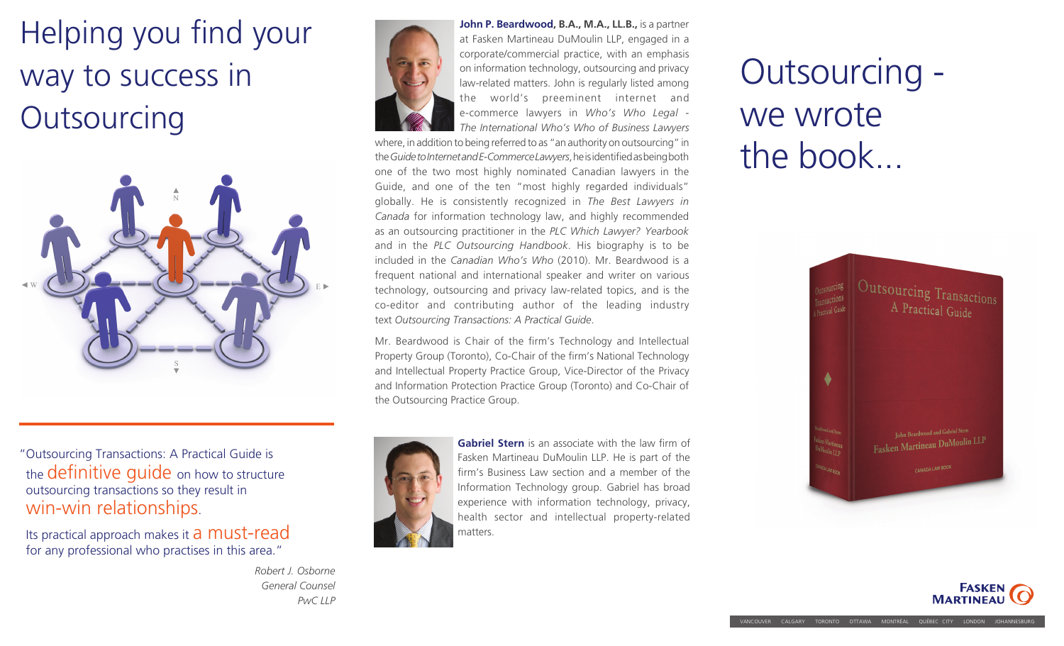# Helping you find your way to success in Outsourcing

"Outsourcing Transactions: A Practical Guide is the definitive guide on how to structure outsourcing transactions so they result in win-win relationships.

Its practical approach makes it a must-read for any professional who practises in this area."

*Robert J. Osborne*
*General Counsel*
*PwC LLP*

**John P. Beardwood, B.A., M.A., LL.B.,** is a partner at Fasken Martineau DuMoulin LLP, engaged in a corporate/commercial practice, with an emphasis on information technology, outsourcing and privacy law-related matters. John is regularly listed among the world's preeminent internet and e-commerce lawyers in *Who's Who Legal - The International Who's Who of Business Lawyers* where, in addition to being referred to as "an authority on outsourcing" in the *Guide to Internet and E-Commerce Lawyers*, he is identified as being both one of the two most highly nominated Canadian lawyers in the Guide, and one of the ten "most highly regarded individuals" globally. He is consistently recognized in *The Best Lawyers in Canada* for information technology law, and highly recommended as an outsourcing practitioner in the *PLC Which Lawyer? Yearbook* and in the *PLC Outsourcing Handbook*. His biography is to be included in the *Canadian Who's Who* (2010). Mr. Beardwood is a frequent national and international speaker and writer on various technology, outsourcing and privacy law-related topics, and is the co-editor and contributing author of the leading industry text *Outsourcing Transactions: A Practical Guide*.

Mr. Beardwood is Chair of the firm's Technology and Intellectual Property Group (Toronto), Co-Chair of the firm's National Technology and Intellectual Property Practice Group, Vice-Director of the Privacy and Information Protection Practice Group (Toronto) and Co-Chair of the Outsourcing Practice Group.

**Gabriel Stern** is an associate with the law firm of Fasken Martineau DuMoulin LLP. He is part of the firm's Business Law section and a member of the Information Technology group. Gabriel has broad experience with information technology, privacy, health sector and intellectual property-related matters.

# Outsourcing - we wrote the book...

VANCOUVER CALGARY TORONTO OTTAWA MONTRÉAL QUÉBEC CITY LONDON JOHANNESBURG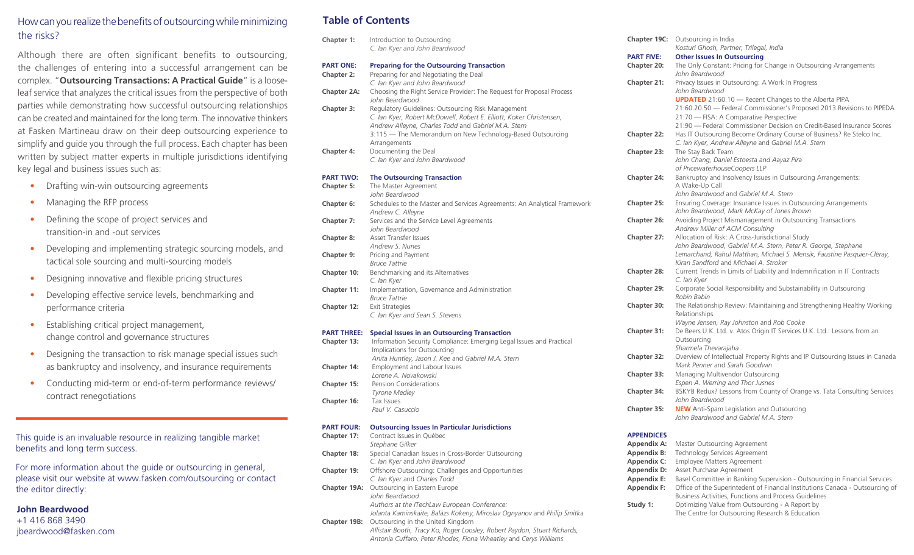## How can you realize the benefits of outsourcing while minimizing the risks?

Although there are often significant benefits to outsourcing, the challenges of entering into a successful arrangement can be complex. "**Outsourcing Transactions: A Practical Guide**" is a loose-leaf service that analyzes the critical issues from the perspective of both parties while demonstrating how successful outsourcing relationships can be created and maintained for the long term. The innovative thinkers at Fasken Martineau draw on their deep outsourcing experience to simplify and guide you through the full process. Each chapter has been written by subject matter experts in multiple jurisdictions identifying key legal and business issues such as:

- Drafting win-win outsourcing agreements
- Managing the RFP process
- Defining the scope of project services and transition-in and -out services
- Developing and implementing strategic sourcing models, and tactical sole sourcing and multi-sourcing models
- Designing innovative and flexible pricing structures
- Developing effective service levels, benchmarking and performance criteria
- Establishing critical project management, change control and governance structures
- Designing the transaction to risk manage special issues such as bankruptcy and insolvency, and insurance requirements
- Conducting mid-term or end-of-term performance reviews/ contract renegotiations

This guide is an invaluable resource in realizing tangible market benefits and long term success.

For more information about the guide or outsourcing in general, please visit our website at www.fasken.com/outsourcing or contact the editor directly:

**John Beardwood**
+1 416 868 3490
jbeardwood@fasken.com

## Table of Contents

**Chapter 1:** Introduction to Outsourcing
*C. Ian Kyer and John Beardwood*

**PART ONE: Preparing for the Outsourcing Transaction**

**Chapter 2:** Preparing for and Negotiating the Deal
*C. Ian Kyer and John Beardwood*

**Chapter 2A:** Choosing the Right Service Provider: The Request for Proposal Process
*John Beardwood*

**Chapter 3:** Regulatory Guidelines: Outsourcing Risk Management
*C. Ian Kyer, Robert McDowell, Robert E. Elliott, Koker Christensen, Andrew Alleyne, Charles Todd* and *Gabriel M.A. Stern*
3:115 — The Memorandum on New Technology-Based Outsourcing Arrangements

**Chapter 4:** Documenting the Deal
*C. Ian Kyer and John Beardwood*

**PART TWO: The Outsourcing Transaction**

**Chapter 5:** The Master Agreement
*John Beardwood*

**Chapter 6:** Schedules to the Master and Services Agreements: An Analytical Framework
*Andrew C. Alleyne*

**Chapter 7:** Services and the Service Level Agreements
*John Beardwood*

**Chapter 8:** Asset Transfer Issues
*Andrew S. Nunes*

**Chapter 9:** Pricing and Payment
*Bruce Tattrie*

**Chapter 10:** Benchmarking and its Alternatives
*C. Ian Kyer*

**Chapter 11:** Implementation, Governance and Administration
*Bruce Tattrie*

**Chapter 12:** Exit Strategies
*C. Ian Kyer and Sean S. Stevens*

**PART THREE: Special Issues in an Outsourcing Transaction**

**Chapter 13:** Information Security Compliance: Emerging Legal Issues and Practical Implications for Outsourcing
*Anita Huntley, Jason J. Kee* and *Gabriel M.A. Stern*

**Chapter 14:** Employment and Labour Issues
*Lorene A. Novakowski*

**Chapter 15:** Pension Considerations
*Tyrone Medley*

**Chapter 16:** Tax Issues
*Paul V. Casuccio*

**PART FOUR: Outsourcing Issues In Particular Jurisdictions**

**Chapter 17:** Contract Issues in Québec
*Stéphane Gilker*

**Chapter 18:** Special Canadian Issues in Cross-Border Outsourcing
*C. Ian Kyer* and *John Beardwood*

**Chapter 19:** Offshore Outsourcing: Challenges and Opportunities
*C. Ian Kyer* and *Charles Todd*

**Chapter 19A:** Outsourcing in Eastern Europe
*John Beardwood*
*Authors at the ITechLaw European Conference:*
*Jolanta Kaminskaite, Balázs Kokeny, Miroslav Ognyanov* and *Philip Smitka*

**Chapter 19B:** Outsourcing in the United Kingdom
*Allistair Booth, Tracy Ko, Roger Loosley, Robert Paydon, Stuart Richards, Antonia Cuffaro, Peter Rhodes, Fiona Wheatley* and *Cerys Williams*

**Chapter 19C:** Outsourcing in India
*Kosturi Ghosh, Partner, Trilegal, India*

**PART FIVE: Other Issues In Outsourcing**

**Chapter 20:** The Only Constant: Pricing for Change in Outsourcing Arrangements
*John Beardwood*

**Chapter 21:** Privacy Issues in Outsourcing: A Work In Progress
*John Beardwood*
**UPDATED** 21:60.10 — Recent Changes to the Alberta PIPA
21:60.20.50 — Federal Commissioner's Proposed 2013 Revisions to PIPEDA
21:70 — FISA: A Comparative Perspective
21:90 — Federal Commissioner Decision on Credit-Based Insurance Scores

**Chapter 22:** Has IT Outsourcing Become Ordinary Course of Business? Re Stelco Inc.
*C. Ian Kyer, Andrew Alleyne* and *Gabriel M.A. Stern*

**Chapter 23:** The Stay Back Team
*John Chang, Daniel Estoesta and Aayaz Pira of PricewaterhouseCoopers LLP*

**Chapter 24:** Bankruptcy and Insolvency Issues in Outsourcing Arrangements: A Wake-Up Call
*John Beardwood* and *Gabriel M.A. Stern*

**Chapter 25:** Ensuring Coverage: Insurance Issues in Outsourcing Arrangements
*John Beardwood, Mark McKay of Jones Brown*

**Chapter 26:** Avoiding Project Mismanagement in Outsourcing Transactions
*Andrew Miller of ACM Consulting*

**Chapter 27:** Allocation of Risk: A Cross-Jurisdictional Study
*John Beardwood, Gabriel M.A. Stern, Peter R. George, Stephane Lemarchand, Rahul Matthan, Michael S. Mensik, Faustine Pasquier-Cléray, Kiran Sandford* and *Michael A. Stroker*

**Chapter 28:** Current Trends in Limits of Liability and Indemnification in IT Contracts
*C. Ian Kyer*

**Chapter 29:** Corporate Social Responsibility and Substainability in Outsourcing
*Robin Babin*

**Chapter 30:** The Relationship Review: Maintaining and Strengthening Healthy Working Relationships
*Wayne Jensen, Ray Johnston* and *Rob Cooke*

**Chapter 31:** De Beers U.K. Ltd. v. Atos Origin IT Services U.K. Ltd.: Lessons from an Outsourcing
*Sharmela Thevarajaha*

**Chapter 32:** Overview of Intellectual Property Rights and IP Outsourcing Issues in Canada
*Mark Penner* and *Sarah Goodwin*

**Chapter 33:** Managing Multivendor Outsourcing
*Espen A. Werring and Thor Jusnes*

**Chapter 34:** BSKYB Redux? Lessons from County of Orange vs. Tata Consulting Services
*John Beardwood*

**Chapter 35:** **NEW** Anti-Spam Legislation and Outsourcing
*John Beardwood and Gabriel M.A. Stern*

**APPENDICES**

**Appendix A:** Master Outsourcing Agreement

**Appendix B:** Technology Services Agreement

**Appendix C:** Employee Matters Agreement

**Appendix D:** Asset Purchase Agreement

**Appendix E:** Basel Committee in Banking Supervision - Outsourcing in Financial Services

**Appendix F:** Office of the Superintedent of Financial Institutions Canada - Outsourcing of Business Activities, Functions and Process Guidelines

**Study 1:** Optimizing Value from Outsourcing - A Report by The Centre for Outsourcing Research & Education